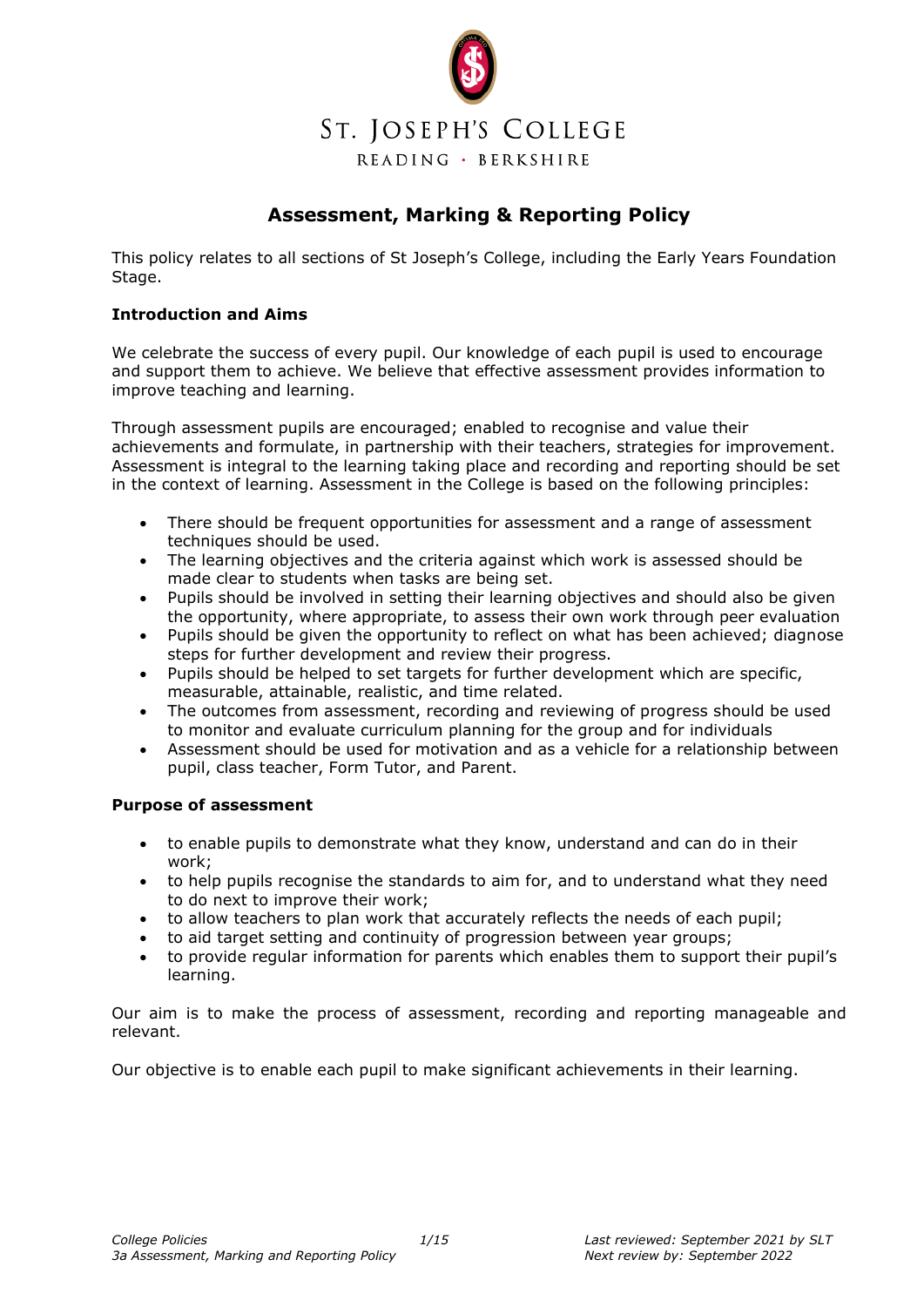ST. JOSEPH'S COLLEGE

READING · BERKSHIRE

# Assessment, Marking & Reporting Policy

This policy relates to all sections of St Joseph's College, including the Early Years Foundation Stage.

**Introduction and Aims**

We celebrate the success of every pupil. Our knowledge of each pupil is used to encourage and support them to achieve. We believe that effective assessment provides information to improve teaching and learning.

Through assessment pupils are encouraged; enabled to recognise and value their achievements and formulate, in partnership with their teachers, strategies for improvement. Assessment is integral to the learning taking place and recording and reporting should be set in the context of learning. Assessment in the College is based on the following principles:

- There should be frequent opportunities for assessment and a range of assessment techniques should be used.
- The learning objectives and the criteria against which work is assessed should be made clear to students when tasks are being set.
- Pupils should be involved in setting their learning objectives and should also be given the opportunity, where appropriate, to assess their own work through peer evaluation
- Pupils should be given the opportunity to reflect on what has been achieved; diagnose steps for further development and review their progress.
- Pupils should be helped to set targets for further development which are specific, measurable, attainable, realistic, and time related.
- The outcomes from assessment, recording and reviewing of progress should be used to monitor and evaluate curriculum planning for the group and for individuals
- Assessment should be used for motivation and as a vehicle for a relationship between pupil, class teacher, Form Tutor, and Parent.

**Purpose of assessment**

- to enable pupils to demonstrate what they know, understand and can do in their work;
- to help pupils recognise the standards to aim for, and to understand what they need to do next to improve their work;
- to allow teachers to plan work that accurately reflects the needs of each pupil;
- to aid target setting and continuity of progression between year groups;
- to provide regular information for parents which enables them to support their pupil's learning.

Our aim is to make the process of assessment, recording and reporting manageable and relevant.

Our objective is to enable each pupil to make significant achievements in their learning.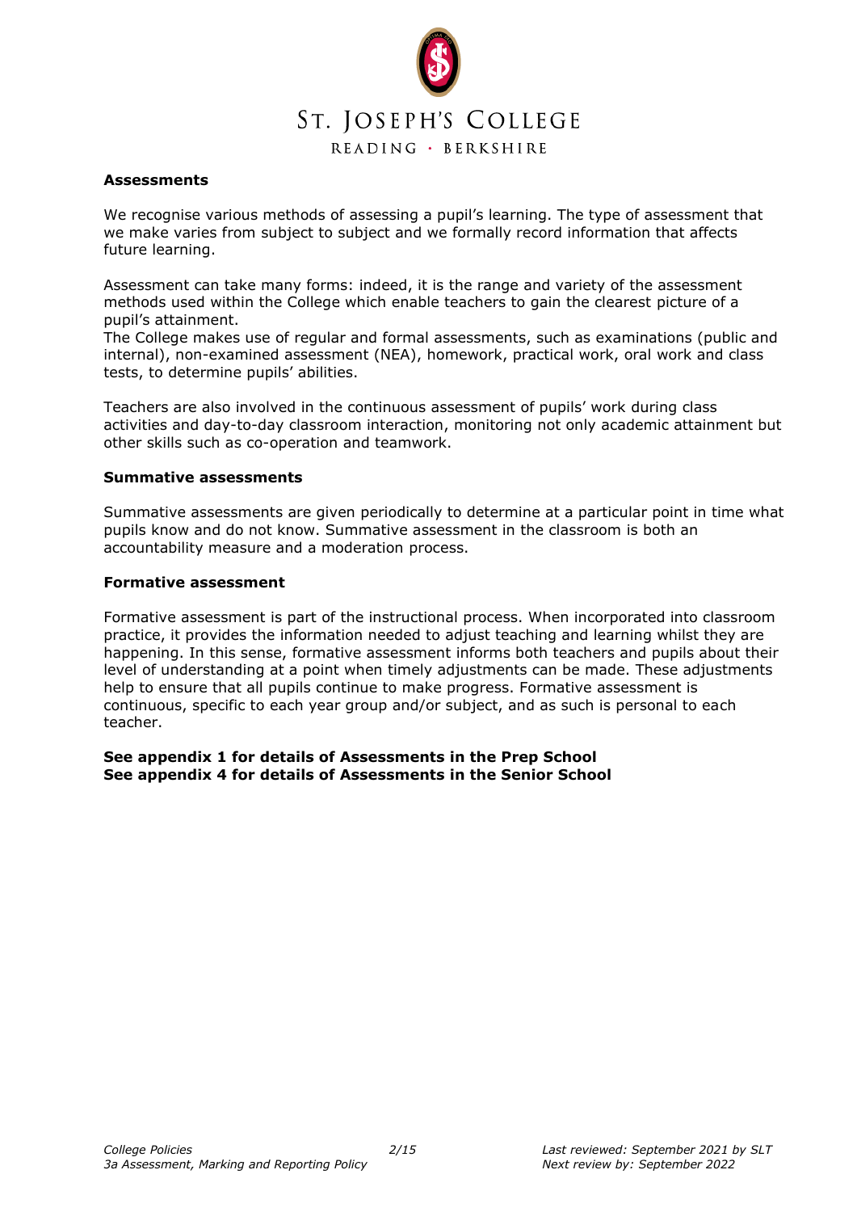## Assessments

We recognise various methods of assessing a pupil's learning. The type of assessment that we make varies from subject to subject and we formally record information that affects future learning.

Assessment can take many forms: indeed, it is the range and variety of the assessment methods used within the College which enable teachers to gain the clearest picture of a pupil's attainment.
The College makes use of regular and formal assessments, such as examinations (public and internal), non-examined assessment (NEA), homework, practical work, oral work and class tests, to determine pupils' abilities.

Teachers are also involved in the continuous assessment of pupils' work during class activities and day-to-day classroom interaction, monitoring not only academic attainment but other skills such as co-operation and teamwork.

## Summative assessments

Summative assessments are given periodically to determine at a particular point in time what pupils know and do not know. Summative assessment in the classroom is both an accountability measure and a moderation process.

## Formative assessment

Formative assessment is part of the instructional process. When incorporated into classroom practice, it provides the information needed to adjust teaching and learning whilst they are happening. In this sense, formative assessment informs both teachers and pupils about their level of understanding at a point when timely adjustments can be made. These adjustments help to ensure that all pupils continue to make progress. Formative assessment is continuous, specific to each year group and/or subject, and as such is personal to each teacher.

**See appendix 1 for details of Assessments in the Prep School**
**See appendix 4 for details of Assessments in the Senior School**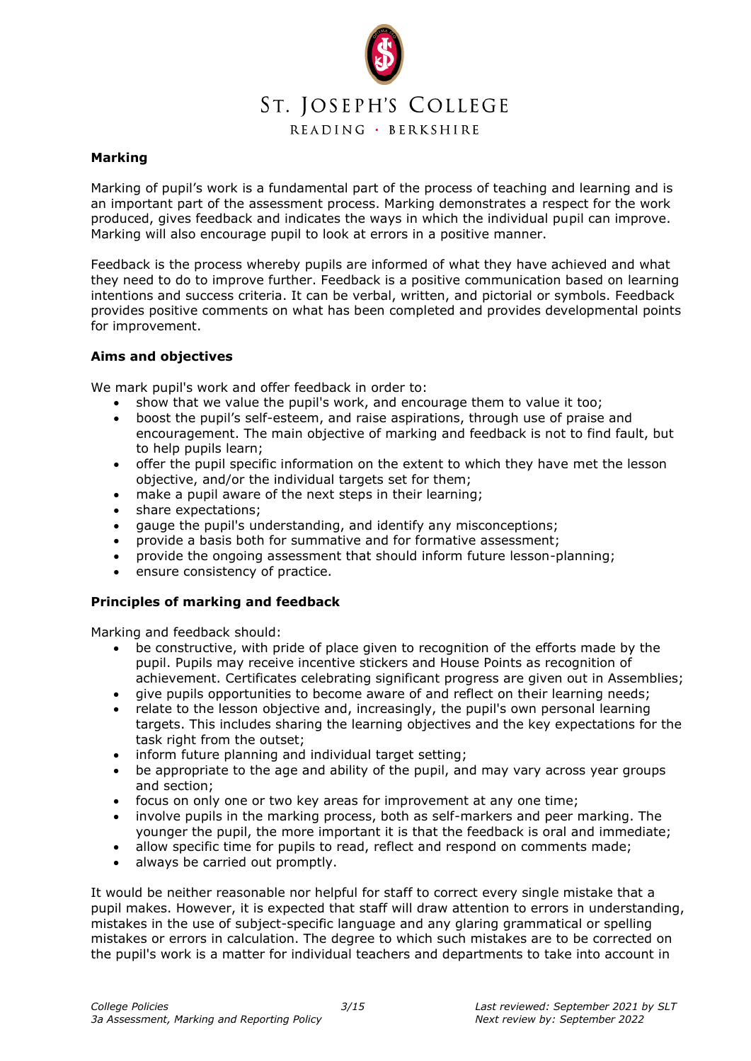**Marking**

Marking of pupil's work is a fundamental part of the process of teaching and learning and is an important part of the assessment process. Marking demonstrates a respect for the work produced, gives feedback and indicates the ways in which the individual pupil can improve. Marking will also encourage pupil to look at errors in a positive manner.

Feedback is the process whereby pupils are informed of what they have achieved and what they need to do to improve further. Feedback is a positive communication based on learning intentions and success criteria. It can be verbal, written, and pictorial or symbols. Feedback provides positive comments on what has been completed and provides developmental points for improvement.

**Aims and objectives**

We mark pupil's work and offer feedback in order to:

- show that we value the pupil's work, and encourage them to value it too;
- boost the pupil's self-esteem, and raise aspirations, through use of praise and encouragement. The main objective of marking and feedback is not to find fault, but to help pupils learn;
- offer the pupil specific information on the extent to which they have met the lesson objective, and/or the individual targets set for them;
- make a pupil aware of the next steps in their learning;
- share expectations;
- gauge the pupil's understanding, and identify any misconceptions;
- provide a basis both for summative and for formative assessment;
- provide the ongoing assessment that should inform future lesson-planning;
- ensure consistency of practice.

**Principles of marking and feedback**

Marking and feedback should:

- be constructive, with pride of place given to recognition of the efforts made by the pupil. Pupils may receive incentive stickers and House Points as recognition of achievement. Certificates celebrating significant progress are given out in Assemblies;
- give pupils opportunities to become aware of and reflect on their learning needs;
- relate to the lesson objective and, increasingly, the pupil's own personal learning targets. This includes sharing the learning objectives and the key expectations for the task right from the outset;
- inform future planning and individual target setting;
- be appropriate to the age and ability of the pupil, and may vary across year groups and section;
- focus on only one or two key areas for improvement at any one time;
- involve pupils in the marking process, both as self-markers and peer marking. The younger the pupil, the more important it is that the feedback is oral and immediate;
- allow specific time for pupils to read, reflect and respond on comments made;
- always be carried out promptly.

It would be neither reasonable nor helpful for staff to correct every single mistake that a pupil makes. However, it is expected that staff will draw attention to errors in understanding, mistakes in the use of subject-specific language and any glaring grammatical or spelling mistakes or errors in calculation. The degree to which such mistakes are to be corrected on the pupil's work is a matter for individual teachers and departments to take into account in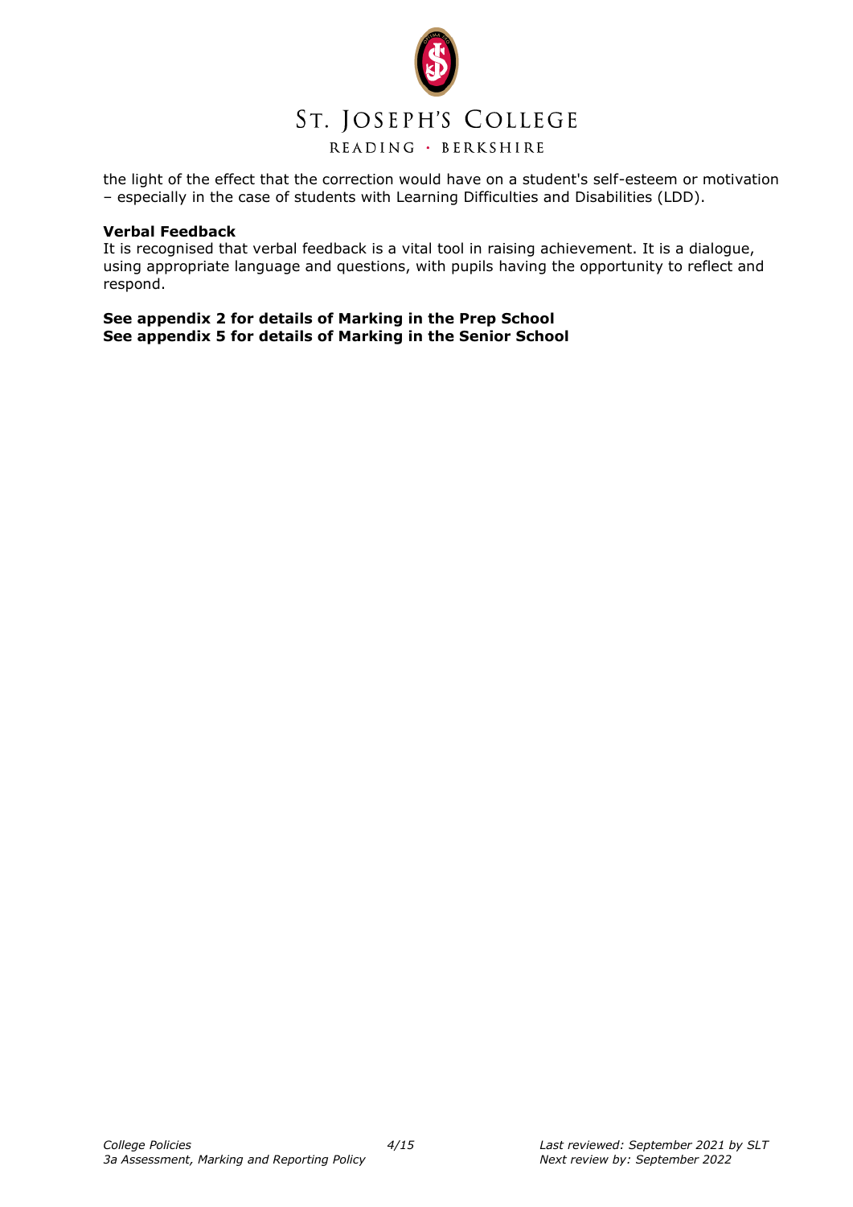the light of the effect that the correction would have on a student's self-esteem or motivation – especially in the case of students with Learning Difficulties and Disabilities (LDD).

**Verbal Feedback**
It is recognised that verbal feedback is a vital tool in raising achievement. It is a dialogue, using appropriate language and questions, with pupils having the opportunity to reflect and respond.

**See appendix 2 for details of Marking in the Prep School**
**See appendix 5 for details of Marking in the Senior School**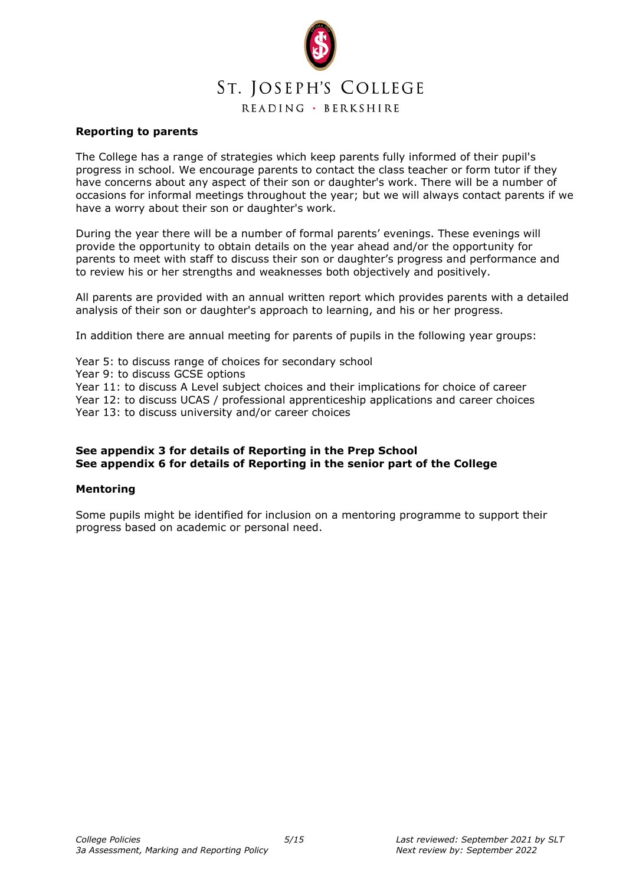**Reporting to parents**

The College has a range of strategies which keep parents fully informed of their pupil's progress in school. We encourage parents to contact the class teacher or form tutor if they have concerns about any aspect of their son or daughter's work. There will be a number of occasions for informal meetings throughout the year; but we will always contact parents if we have a worry about their son or daughter's work.

During the year there will be a number of formal parents' evenings. These evenings will provide the opportunity to obtain details on the year ahead and/or the opportunity for parents to meet with staff to discuss their son or daughter's progress and performance and to review his or her strengths and weaknesses both objectively and positively.

All parents are provided with an annual written report which provides parents with a detailed analysis of their son or daughter's approach to learning, and his or her progress.

In addition there are annual meeting for parents of pupils in the following year groups:

Year 5: to discuss range of choices for secondary school
Year 9: to discuss GCSE options
Year 11: to discuss A Level subject choices and their implications for choice of career
Year 12: to discuss UCAS / professional apprenticeship applications and career choices
Year 13: to discuss university and/or career choices

**See appendix 3 for details of Reporting in the Prep School**
**See appendix 6 for details of Reporting in the senior part of the College**

**Mentoring**

Some pupils might be identified for inclusion on a mentoring programme to support their progress based on academic or personal need.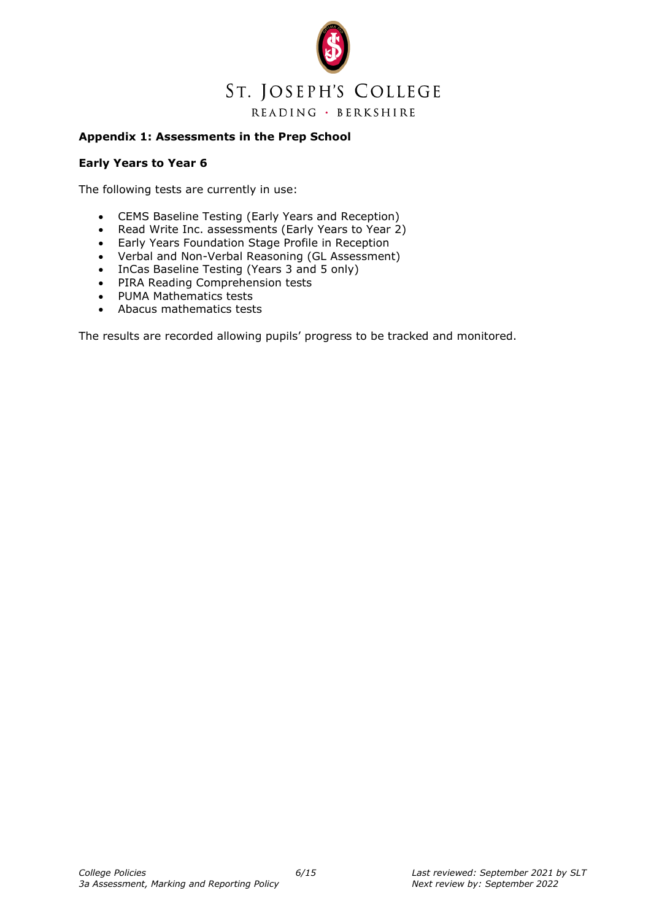## Appendix 1: Assessments in the Prep School

### Early Years to Year 6

The following tests are currently in use:

- CEMS Baseline Testing (Early Years and Reception)
- Read Write Inc. assessments (Early Years to Year 2)
- Early Years Foundation Stage Profile in Reception
- Verbal and Non-Verbal Reasoning (GL Assessment)
- InCas Baseline Testing (Years 3 and 5 only)
- PIRA Reading Comprehension tests
- PUMA Mathematics tests
- Abacus mathematics tests

The results are recorded allowing pupils' progress to be tracked and monitored.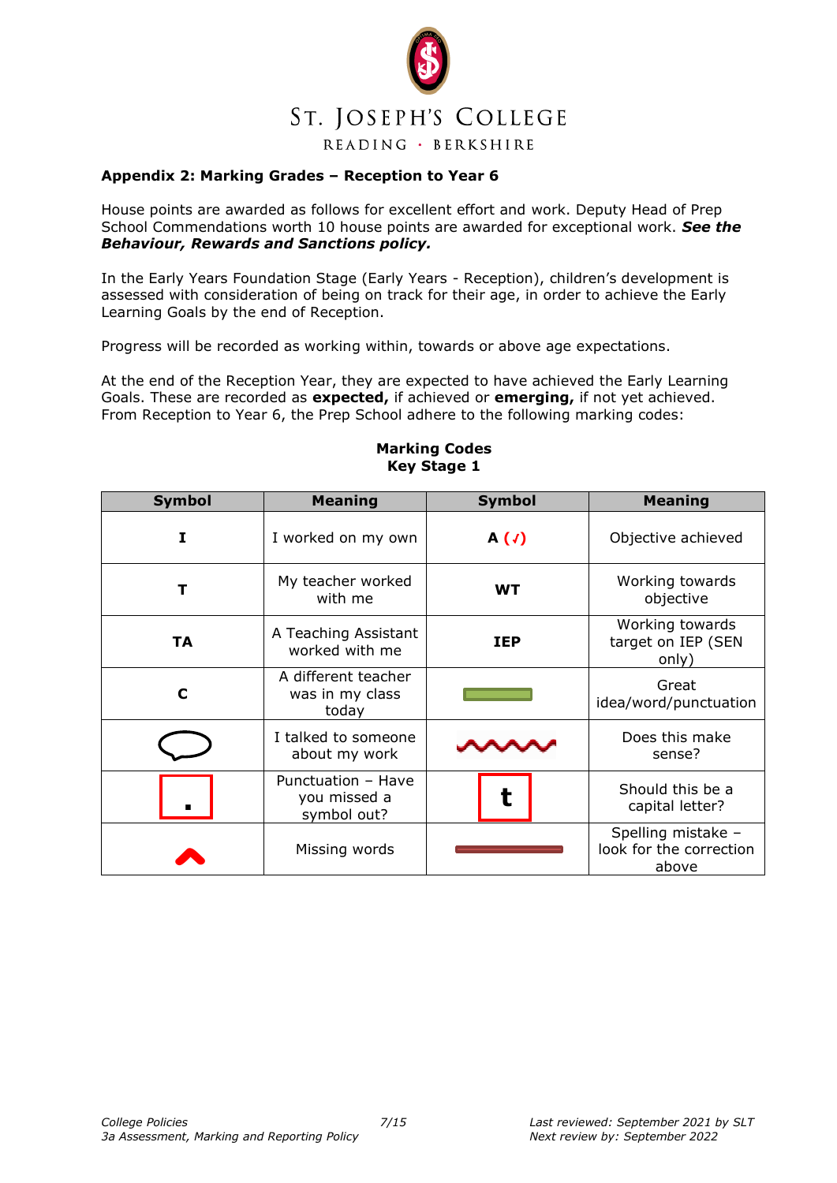ST. JOSEPH'S COLLEGE

READING · BERKSHIRE

**Appendix 2: Marking Grades – Reception to Year 6**

House points are awarded as follows for excellent effort and work. Deputy Head of Prep School Commendations worth 10 house points are awarded for exceptional work. ***See the Behaviour, Rewards and Sanctions policy.***

In the Early Years Foundation Stage (Early Years - Reception), children's development is assessed with consideration of being on track for their age, in order to achieve the Early Learning Goals by the end of Reception.

Progress will be recorded as working within, towards or above age expectations.

At the end of the Reception Year, they are expected to have achieved the Early Learning Goals. These are recorded as **expected,** if achieved or **emerging,** if not yet achieved. From Reception to Year 6, the Prep School adhere to the following marking codes:

**Marking Codes**
**Key Stage 1**

| Symbol | Meaning | Symbol | Meaning |
|---|---|---|---|
| **I** | I worked on my own | **A (✓)** | Objective achieved |
| **T** | My teacher worked with me | **WT** | Working towards objective |
| **TA** | A Teaching Assistant worked with me | **IEP** | Working towards target on IEP (SEN only) |
| **C** | A different teacher was in my class today | (green line) | Great idea/word/punctuation |
| (speech bubble) | I talked to someone about my work | (red wavy line) | Does this make sense? |
| **.** (in red box) | Punctuation – Have you missed a symbol out? | **t** (in red box) | Should this be a capital letter? |
| ^ (red) | Missing words | (red line) | Spelling mistake – look for the correction above |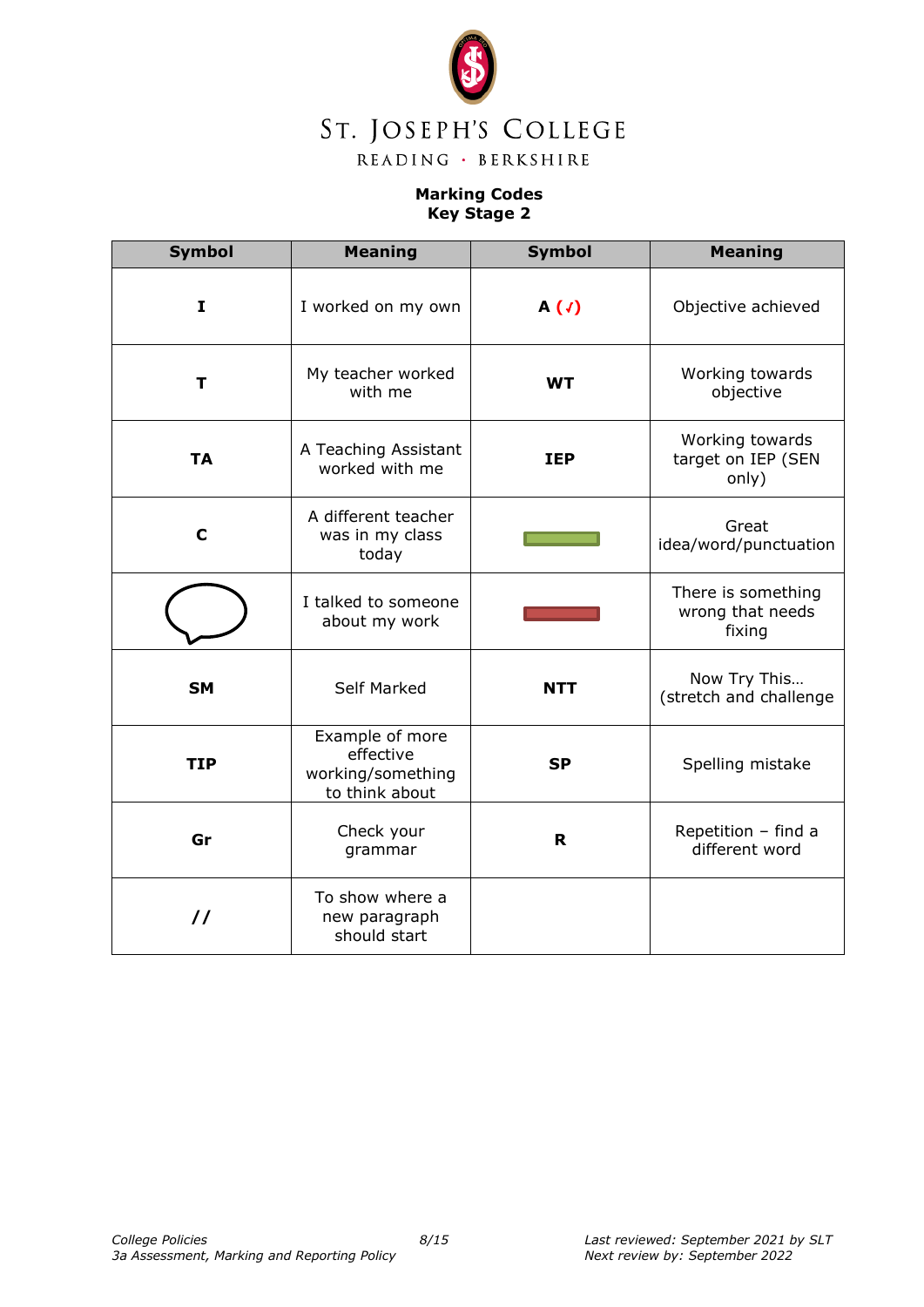ST. JOSEPH'S COLLEGE

READING · BERKSHIRE

**Marking Codes**
**Key Stage 2**

| Symbol | Meaning | Symbol | Meaning |
|---|---|---|---|
| **I** | I worked on my own | **A (✓)** | Objective achieved |
| **T** | My teacher worked with me | **WT** | Working towards objective |
| **TA** | A Teaching Assistant worked with me | **IEP** | Working towards target on IEP (SEN only) |
| **C** | A different teacher was in my class today | (green bar) | Great idea/word/punctuation |
| (speech bubble) | I talked to someone about my work | (red bar) | There is something wrong that needs fixing |
| **SM** | Self Marked | **NTT** | Now Try This… (stretch and challenge |
| **TIP** | Example of more effective working/something to think about | **SP** | Spelling mistake |
| **Gr** | Check your grammar | **R** | Repetition – find a different word |
| **//** | To show where a new paragraph should start | | |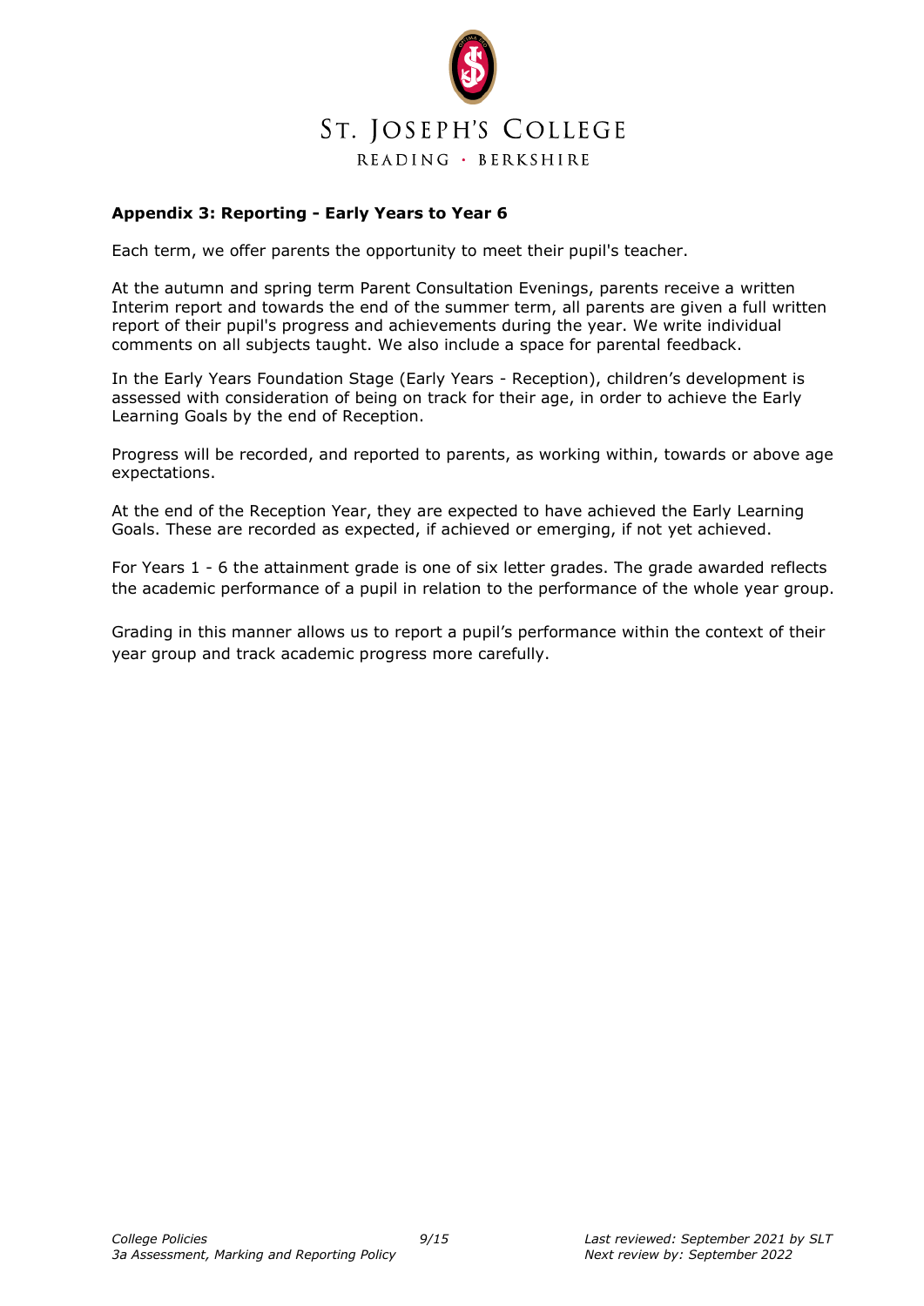## Appendix 3: Reporting - Early Years to Year 6

Each term, we offer parents the opportunity to meet their pupil's teacher.

At the autumn and spring term Parent Consultation Evenings, parents receive a written Interim report and towards the end of the summer term, all parents are given a full written report of their pupil's progress and achievements during the year. We write individual comments on all subjects taught. We also include a space for parental feedback.

In the Early Years Foundation Stage (Early Years - Reception), children's development is assessed with consideration of being on track for their age, in order to achieve the Early Learning Goals by the end of Reception.

Progress will be recorded, and reported to parents, as working within, towards or above age expectations.

At the end of the Reception Year, they are expected to have achieved the Early Learning Goals. These are recorded as expected, if achieved or emerging, if not yet achieved.

For Years 1 - 6 the attainment grade is one of six letter grades. The grade awarded reflects the academic performance of a pupil in relation to the performance of the whole year group.

Grading in this manner allows us to report a pupil's performance within the context of their year group and track academic progress more carefully.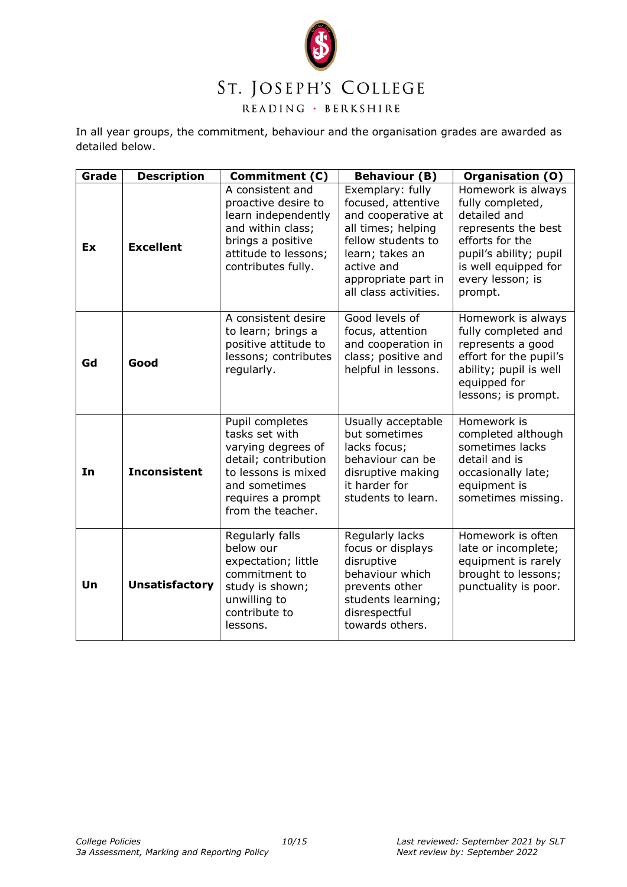In all year groups, the commitment, behaviour and the organisation grades are awarded as detailed below.

| Grade | Description | Commitment (C) | Behaviour (B) | Organisation (O) |
|---|---|---|---|---|
| **Ex** | **Excellent** | A consistent and proactive desire to learn independently and within class; brings a positive attitude to lessons; contributes fully. | Exemplary: fully focused, attentive and cooperative at all times; helping fellow students to learn; takes an active and appropriate part in all class activities. | Homework is always fully completed, detailed and represents the best efforts for the pupil's ability; pupil is well equipped for every lesson; is prompt. |
| **Gd** | **Good** | A consistent desire to learn; brings a positive attitude to lessons; contributes regularly. | Good levels of focus, attention and cooperation in class; positive and helpful in lessons. | Homework is always fully completed and represents a good effort for the pupil's ability; pupil is well equipped for lessons; is prompt. |
| **In** | **Inconsistent** | Pupil completes tasks set with varying degrees of detail; contribution to lessons is mixed and sometimes requires a prompt from the teacher. | Usually acceptable but sometimes lacks focus; behaviour can be disruptive making it harder for students to learn. | Homework is completed although sometimes lacks detail and is occasionally late; equipment is sometimes missing. |
| **Un** | **Unsatisfactory** | Regularly falls below our expectation; little commitment to study is shown; unwilling to contribute to lessons. | Regularly lacks focus or displays disruptive behaviour which prevents other students learning; disrespectful towards others. | Homework is often late or incomplete; equipment is rarely brought to lessons; punctuality is poor. |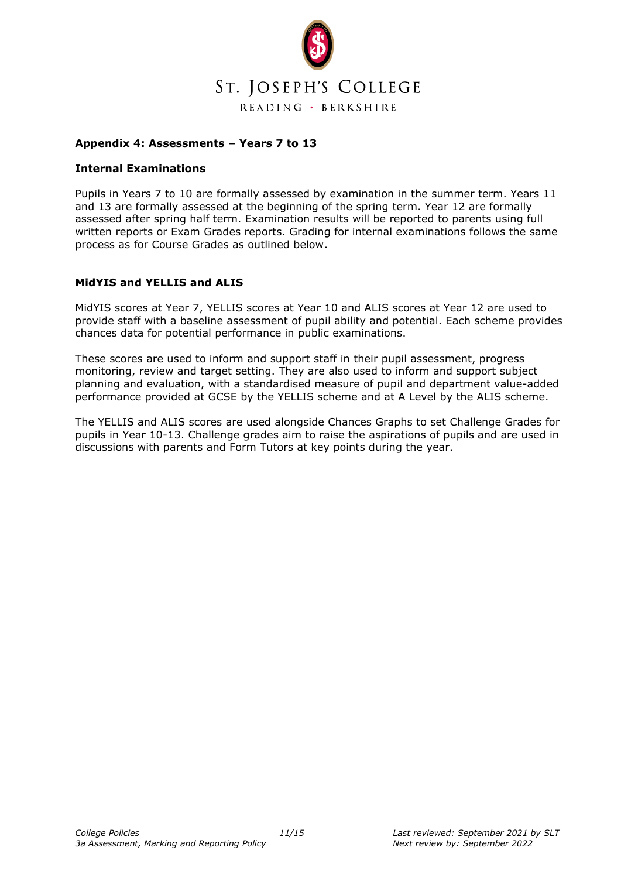## Appendix 4: Assessments – Years 7 to 13

### Internal Examinations

Pupils in Years 7 to 10 are formally assessed by examination in the summer term. Years 11 and 13 are formally assessed at the beginning of the spring term. Year 12 are formally assessed after spring half term. Examination results will be reported to parents using full written reports or Exam Grades reports. Grading for internal examinations follows the same process as for Course Grades as outlined below.

### MidYIS and YELLIS and ALIS

MidYIS scores at Year 7, YELLIS scores at Year 10 and ALIS scores at Year 12 are used to provide staff with a baseline assessment of pupil ability and potential. Each scheme provides chances data for potential performance in public examinations.

These scores are used to inform and support staff in their pupil assessment, progress monitoring, review and target setting. They are also used to inform and support subject planning and evaluation, with a standardised measure of pupil and department value-added performance provided at GCSE by the YELLIS scheme and at A Level by the ALIS scheme.

The YELLIS and ALIS scores are used alongside Chances Graphs to set Challenge Grades for pupils in Year 10-13. Challenge grades aim to raise the aspirations of pupils and are used in discussions with parents and Form Tutors at key points during the year.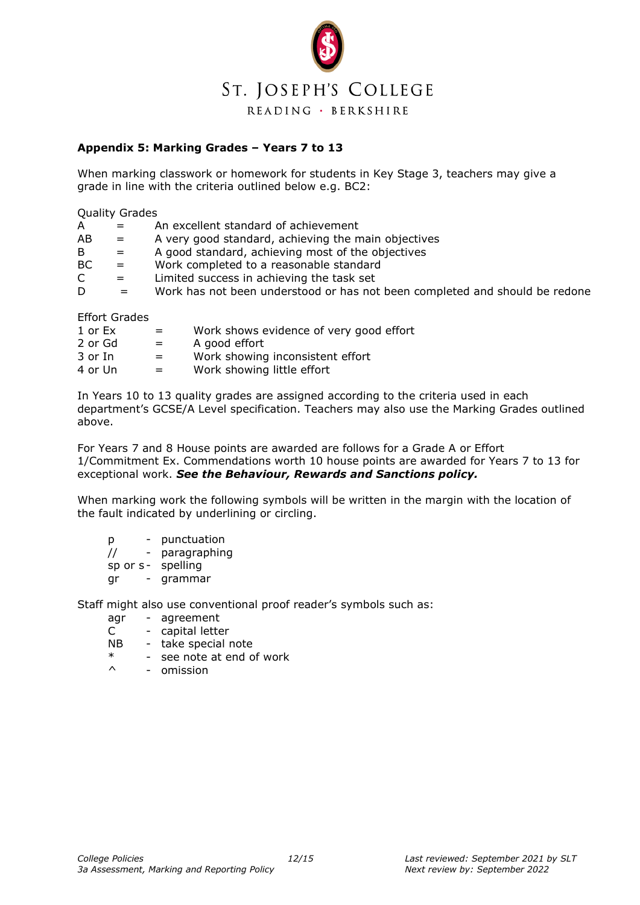## Appendix 5: Marking Grades – Years 7 to 13

When marking classwork or homework for students in Key Stage 3, teachers may give a grade in line with the criteria outlined below e.g. BC2:

Quality Grades

| | | |
|---|---|---|
| A | = | An excellent standard of achievement |
| AB | = | A very good standard, achieving the main objectives |
| B | = | A good standard, achieving most of the objectives |
| BC | = | Work completed to a reasonable standard |
| C | = | Limited success in achieving the task set |
| D | = | Work has not been understood or has not been completed and should be redone |

Effort Grades

| | | |
|---|---|---|
| 1 or Ex | = | Work shows evidence of very good effort |
| 2 or Gd | = | A good effort |
| 3 or In | = | Work showing inconsistent effort |
| 4 or Un | = | Work showing little effort |

In Years 10 to 13 quality grades are assigned according to the criteria used in each department's GCSE/A Level specification. Teachers may also use the Marking Grades outlined above.

For Years 7 and 8 House points are awarded are follows for a Grade A or Effort 1/Commitment Ex. Commendations worth 10 house points are awarded for Years 7 to 13 for exceptional work. ***See the Behaviour, Rewards and Sanctions policy.***

When marking work the following symbols will be written in the margin with the location of the fault indicated by underlining or circling.

| | | |
|---|---|---|
| p | - | punctuation |
| // | - | paragraphing |
| sp or s | - | spelling |
| gr | - | grammar |

Staff might also use conventional proof reader's symbols such as:

| | | |
|---|---|---|
| agr | - | agreement |
| C | - | capital letter |
| NB | - | take special note |
| * | - | see note at end of work |
| ^ | - | omission |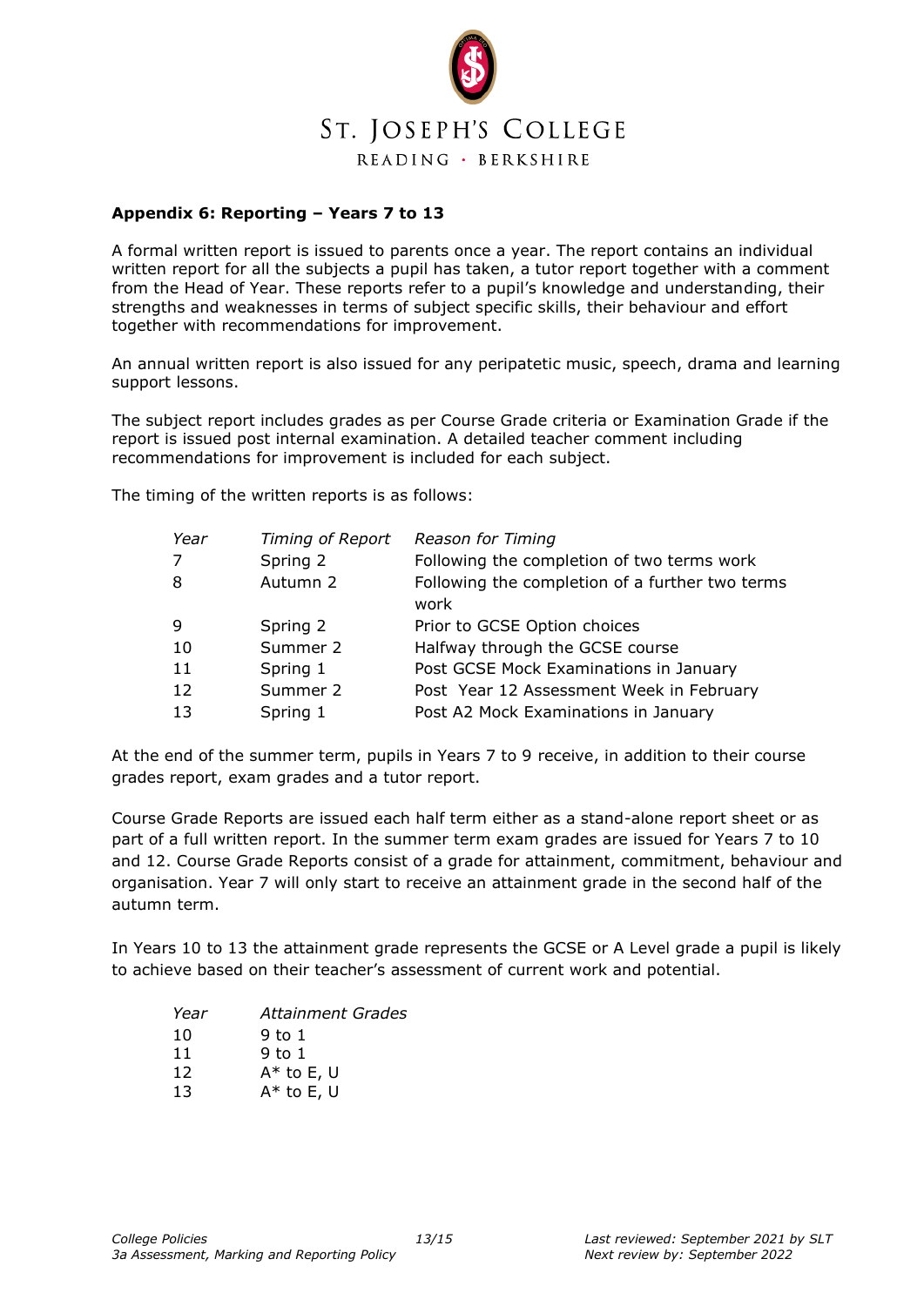## Appendix 6: Reporting – Years 7 to 13

A formal written report is issued to parents once a year. The report contains an individual written report for all the subjects a pupil has taken, a tutor report together with a comment from the Head of Year. These reports refer to a pupil's knowledge and understanding, their strengths and weaknesses in terms of subject specific skills, their behaviour and effort together with recommendations for improvement.

An annual written report is also issued for any peripatetic music, speech, drama and learning support lessons.

The subject report includes grades as per Course Grade criteria or Examination Grade if the report is issued post internal examination. A detailed teacher comment including recommendations for improvement is included for each subject.

The timing of the written reports is as follows:

| *Year* | *Timing of Report* | *Reason for Timing* |
|---|---|---|
| 7 | Spring 2 | Following the completion of two terms work |
| 8 | Autumn 2 | Following the completion of a further two terms work |
| 9 | Spring 2 | Prior to GCSE Option choices |
| 10 | Summer 2 | Halfway through the GCSE course |
| 11 | Spring 1 | Post GCSE Mock Examinations in January |
| 12 | Summer 2 | Post Year 12 Assessment Week in February |
| 13 | Spring 1 | Post A2 Mock Examinations in January |

At the end of the summer term, pupils in Years 7 to 9 receive, in addition to their course grades report, exam grades and a tutor report.

Course Grade Reports are issued each half term either as a stand-alone report sheet or as part of a full written report. In the summer term exam grades are issued for Years 7 to 10 and 12. Course Grade Reports consist of a grade for attainment, commitment, behaviour and organisation. Year 7 will only start to receive an attainment grade in the second half of the autumn term.

In Years 10 to 13 the attainment grade represents the GCSE or A Level grade a pupil is likely to achieve based on their teacher's assessment of current work and potential.

| *Year* | *Attainment Grades* |
|---|---|
| 10 | 9 to 1 |
| 11 | 9 to 1 |
| 12 | A* to E, U |
| 13 | A* to E, U |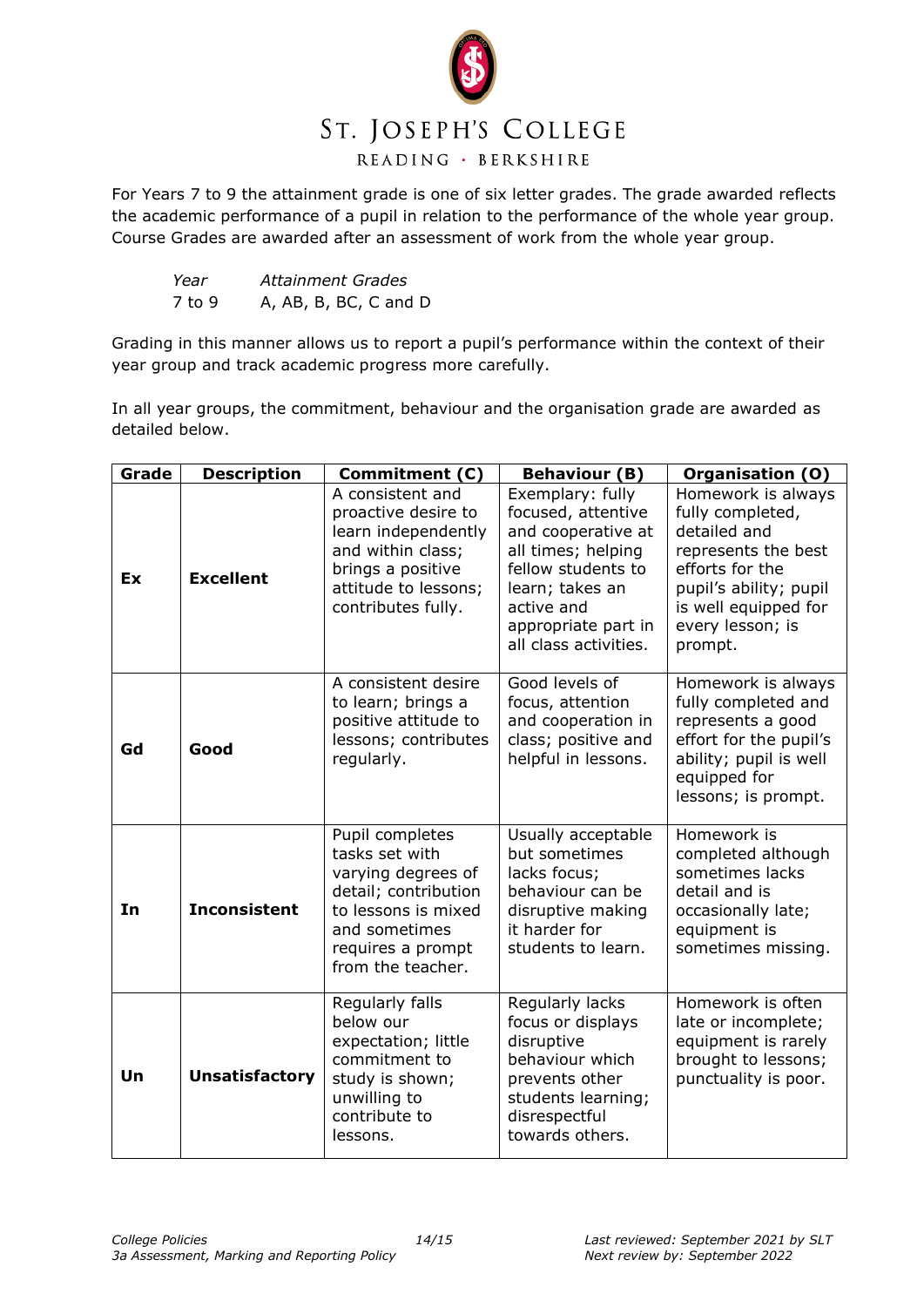For Years 7 to 9 the attainment grade is one of six letter grades. The grade awarded reflects the academic performance of a pupil in relation to the performance of the whole year group. Course Grades are awarded after an assessment of work from the whole year group.

| *Year* | *Attainment Grades* |
|---|---|
| 7 to 9 | A, AB, B, BC, C and D |

Grading in this manner allows us to report a pupil's performance within the context of their year group and track academic progress more carefully.

In all year groups, the commitment, behaviour and the organisation grade are awarded as detailed below.

| Grade | Description | Commitment (C) | Behaviour (B) | Organisation (O) |
|---|---|---|---|---|
| **Ex** | **Excellent** | A consistent and proactive desire to learn independently and within class; brings a positive attitude to lessons; contributes fully. | Exemplary: fully focused, attentive and cooperative at all times; helping fellow students to learn; takes an active and appropriate part in all class activities. | Homework is always fully completed, detailed and represents the best efforts for the pupil's ability; pupil is well equipped for every lesson; is prompt. |
| **Gd** | **Good** | A consistent desire to learn; brings a positive attitude to lessons; contributes regularly. | Good levels of focus, attention and cooperation in class; positive and helpful in lessons. | Homework is always fully completed and represents a good effort for the pupil's ability; pupil is well equipped for lessons; is prompt. |
| **In** | **Inconsistent** | Pupil completes tasks set with varying degrees of detail; contribution to lessons is mixed and sometimes requires a prompt from the teacher. | Usually acceptable but sometimes lacks focus; behaviour can be disruptive making it harder for students to learn. | Homework is completed although sometimes lacks detail and is occasionally late; equipment is sometimes missing. |
| **Un** | **Unsatisfactory** | Regularly falls below our expectation; little commitment to study is shown; unwilling to contribute to lessons. | Regularly lacks focus or displays disruptive behaviour which prevents other students learning; disrespectful towards others. | Homework is often late or incomplete; equipment is rarely brought to lessons; punctuality is poor. |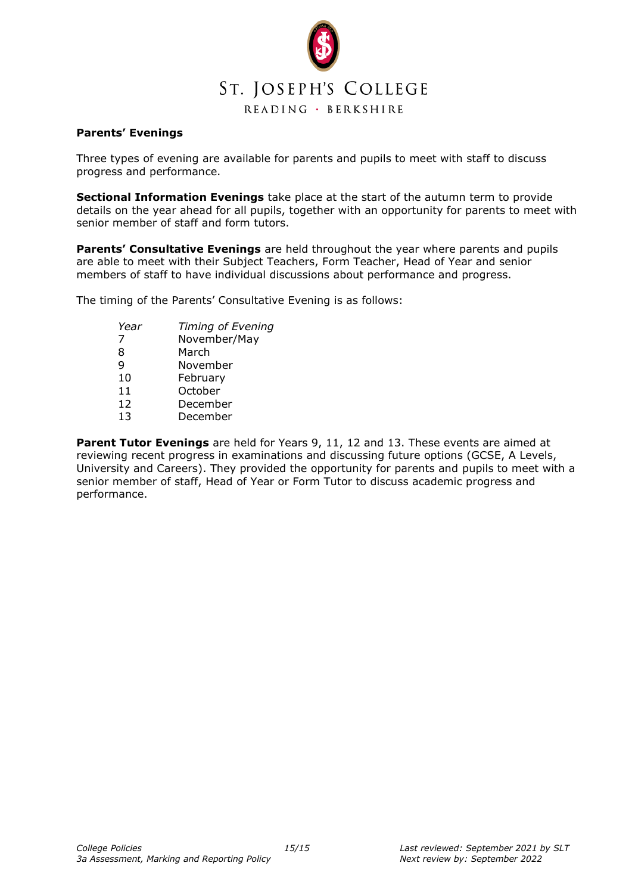## Parents' Evenings

Three types of evening are available for parents and pupils to meet with staff to discuss progress and performance.

**Sectional Information Evenings** take place at the start of the autumn term to provide details on the year ahead for all pupils, together with an opportunity for parents to meet with senior member of staff and form tutors.

**Parents' Consultative Evenings** are held throughout the year where parents and pupils are able to meet with their Subject Teachers, Form Teacher, Head of Year and senior members of staff to have individual discussions about performance and progress.

The timing of the Parents' Consultative Evening is as follows:

| *Year* | *Timing of Evening* |
| --- | --- |
| 7 | November/May |
| 8 | March |
| 9 | November |
| 10 | February |
| 11 | October |
| 12 | December |
| 13 | December |

**Parent Tutor Evenings** are held for Years 9, 11, 12 and 13. These events are aimed at reviewing recent progress in examinations and discussing future options (GCSE, A Levels, University and Careers). They provided the opportunity for parents and pupils to meet with a senior member of staff, Head of Year or Form Tutor to discuss academic progress and performance.